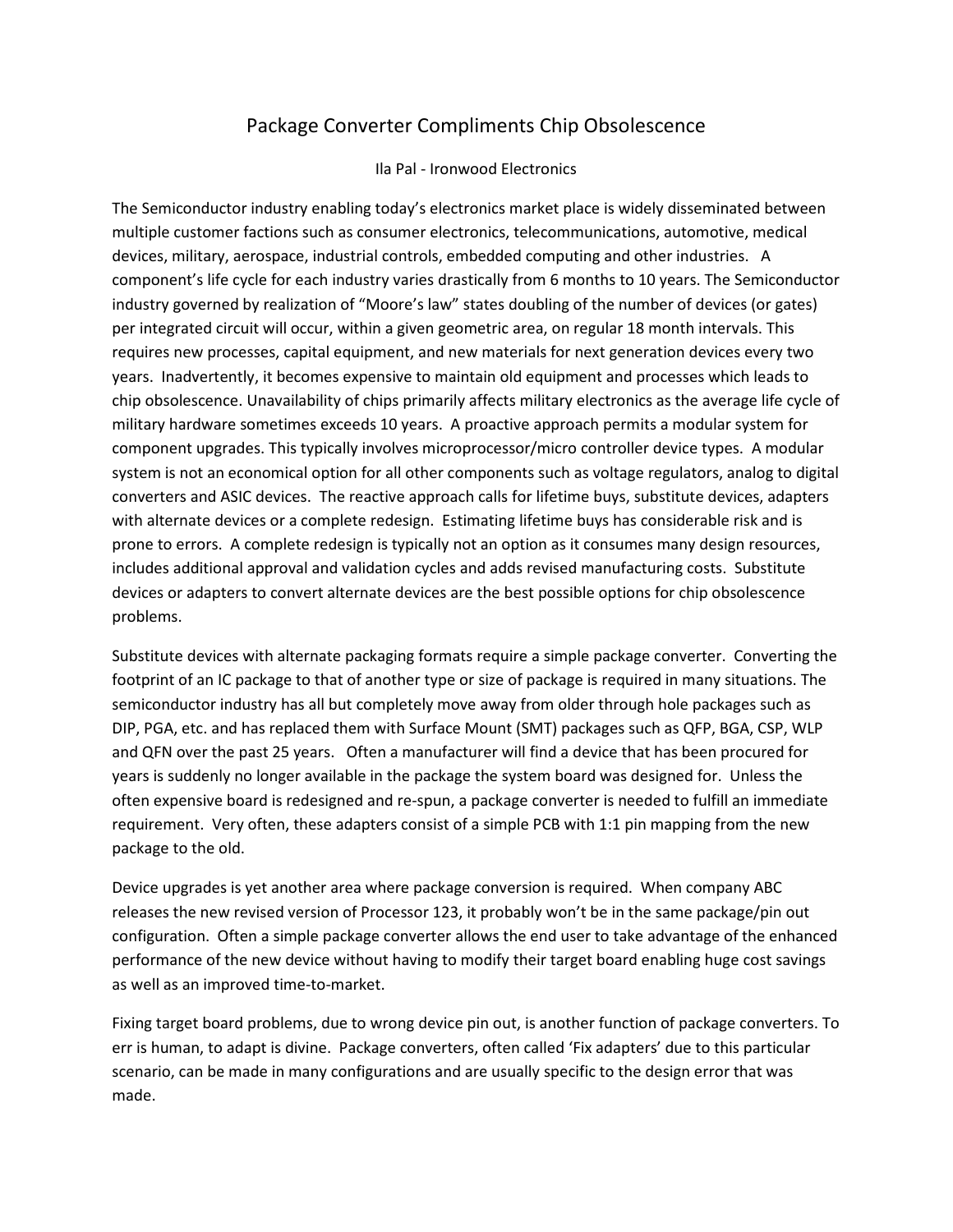# Package Converter Compliments Chip Obsolescence

Ila Pal - Ironwood Electronics

The Semiconductor industry enabling today's electronics market place is widely disseminated between multiple customer factions such as consumer electronics, telecommunications, automotive, medical devices, military, aerospace, industrial controls, embedded computing and other industries. A component's life cycle for each industry varies drastically from 6 months to 10 years. The Semiconductor industry governed by realization of "Moore's law" states doubling of the number of devices (or gates) per integrated circuit will occur, within a given geometric area, on regular 18 month intervals. This requires new processes, capital equipment, and new materials for next generation devices every two years. Inadvertently, it becomes expensive to maintain old equipment and processes which leads to chip obsolescence. Unavailability of chips primarily affects military electronics as the average life cycle of military hardware sometimes exceeds 10 years. A proactive approach permits a modular system for component upgrades. This typically involves microprocessor/micro controller device types. A modular system is not an economical option for all other components such as voltage regulators, analog to digital converters and ASIC devices. The reactive approach calls for lifetime buys, substitute devices, adapters with alternate devices or a complete redesign. Estimating lifetime buys has considerable risk and is prone to errors. A complete redesign is typically not an option as it consumes many design resources, includes additional approval and validation cycles and adds revised manufacturing costs. Substitute devices or adapters to convert alternate devices are the best possible options for chip obsolescence problems.

Substitute devices with alternate packaging formats require a simple package converter. Converting the footprint of an IC package to that of another type or size of package is required in many situations. The semiconductor industry has all but completely move away from older through hole packages such as DIP, PGA, etc. and has replaced them with Surface Mount (SMT) packages such as QFP, BGA, CSP, WLP and QFN over the past 25 years. Often a manufacturer will find a device that has been procured for years is suddenly no longer available in the package the system board was designed for. Unless the often expensive board is redesigned and re-spun, a package converter is needed to fulfill an immediate requirement. Very often, these adapters consist of a simple PCB with 1:1 pin mapping from the new package to the old.

Device upgrades is yet another area where package conversion is required. When company ABC releases the new revised version of Processor 123, it probably won't be in the same package/pin out configuration. Often a simple package converter allows the end user to take advantage of the enhanced performance of the new device without having to modify their target board enabling huge cost savings as well as an improved time-to-market.

Fixing target board problems, due to wrong device pin out, is another function of package converters. To err is human, to adapt is divine. Package converters, often called 'Fix adapters' due to this particular scenario, can be made in many configurations and are usually specific to the design error that was made.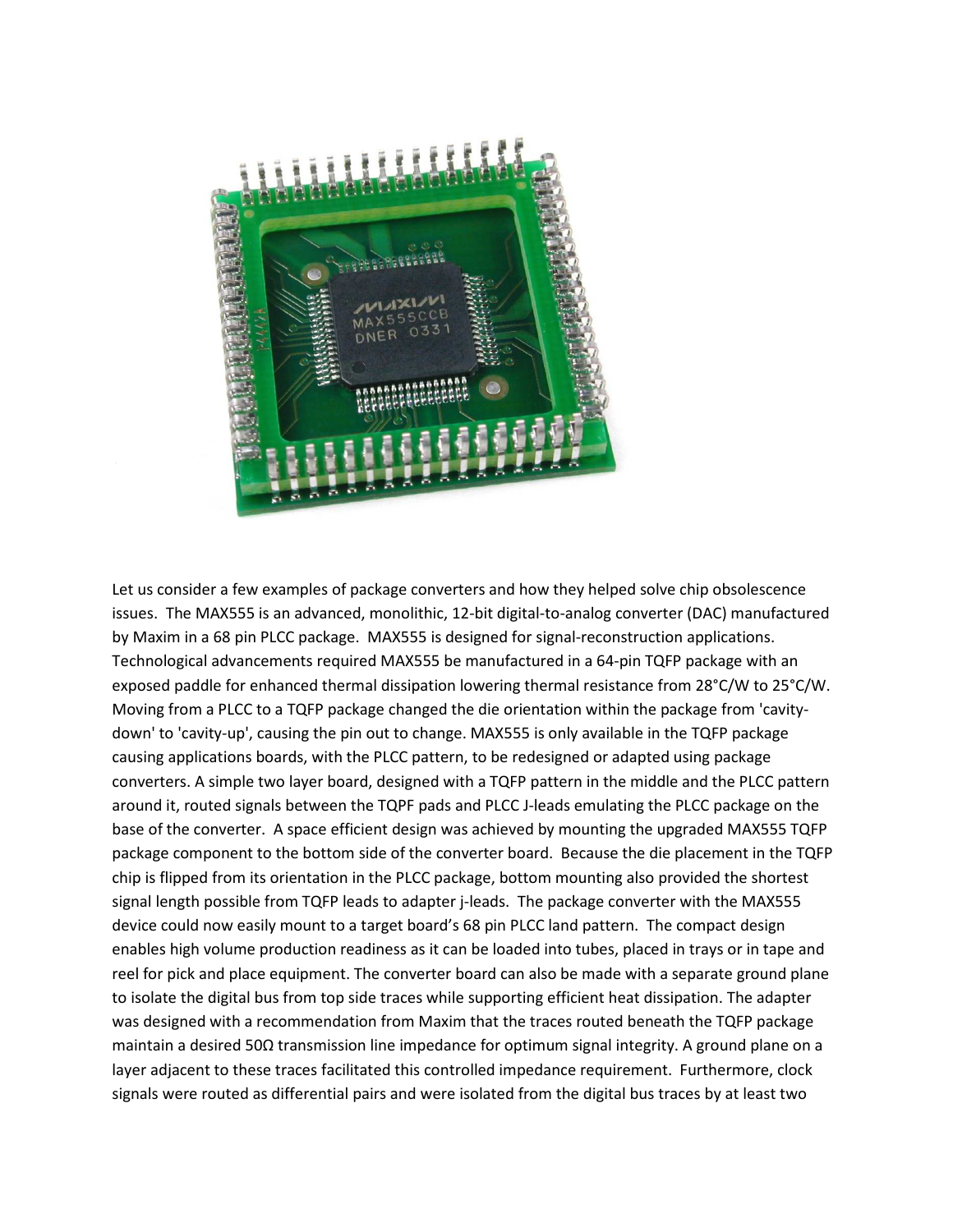Let us consider a few examples of package converters and how they helped solve chip obsolescence issues. The MAX555 is an advanced, monolithic, 12-bit digital-to-analog converter (DAC) manufactured by Maxim in a 68 pin PLCC package. MAX555 is designed for signal-reconstruction applications. Technological advancements required MAX555 be manufactured in a 64-pin TQFP package with an exposed paddle for enhanced thermal dissipation lowering thermal resistance from 28°C/W to 25°C/W. Moving from a PLCC to a TQFP package changed the die orientation within the package from 'cavity-down' to 'cavity-up', causing the pin out to change. MAX555 is only available in the TQFP package causing applications boards, with the PLCC pattern, to be redesigned or adapted using package converters. A simple two layer board, designed with a TQFP pattern in the middle and the PLCC pattern around it, routed signals between the TQPF pads and PLCC J-leads emulating the PLCC package on the base of the converter. A space efficient design was achieved by mounting the upgraded MAX555 TQFP package component to the bottom side of the converter board. Because the die placement in the TQFP chip is flipped from its orientation in the PLCC package, bottom mounting also provided the shortest signal length possible from TQFP leads to adapter j-leads. The package converter with the MAX555 device could now easily mount to a target board's 68 pin PLCC land pattern. The compact design enables high volume production readiness as it can be loaded into tubes, placed in trays or in tape and reel for pick and place equipment. The converter board can also be made with a separate ground plane to isolate the digital bus from top side traces while supporting efficient heat dissipation. The adapter was designed with a recommendation from Maxim that the traces routed beneath the TQFP package maintain a desired 50Ω transmission line impedance for optimum signal integrity. A ground plane on a layer adjacent to these traces facilitated this controlled impedance requirement. Furthermore, clock signals were routed as differential pairs and were isolated from the digital bus traces by at least two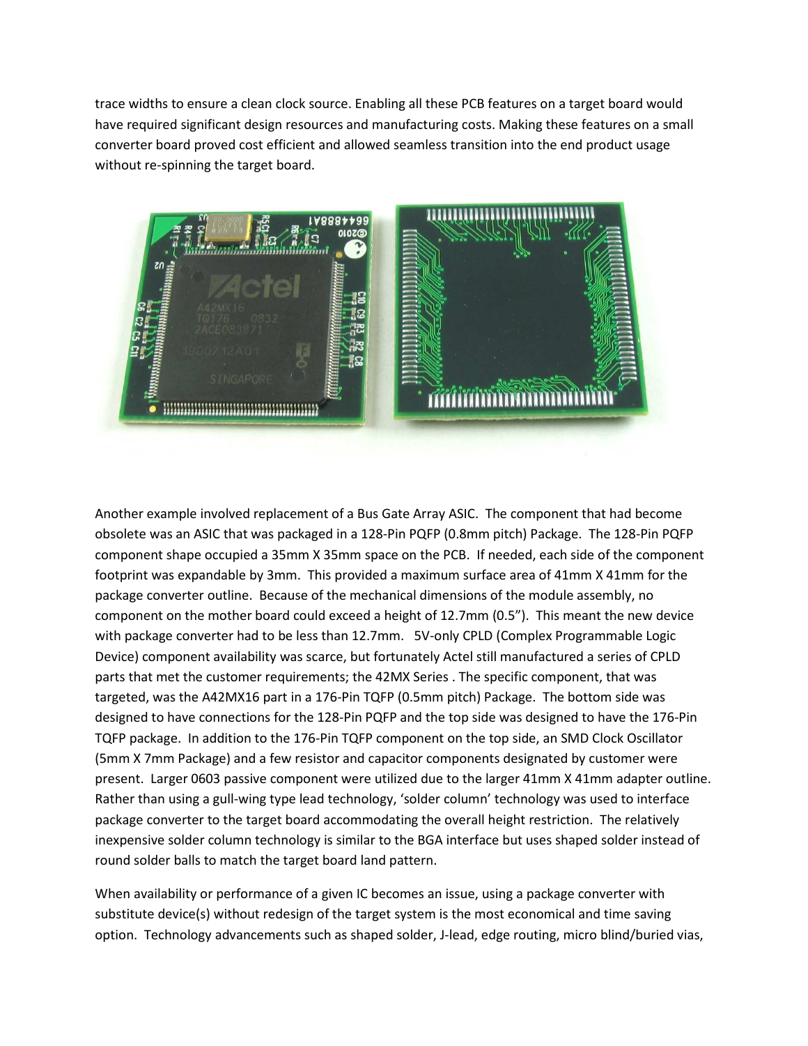trace widths to ensure a clean clock source. Enabling all these PCB features on a target board would have required significant design resources and manufacturing costs. Making these features on a small converter board proved cost efficient and allowed seamless transition into the end product usage without re-spinning the target board.

Another example involved replacement of a Bus Gate Array ASIC. The component that had become obsolete was an ASIC that was packaged in a 128-Pin PQFP (0.8mm pitch) Package. The 128-Pin PQFP component shape occupied a 35mm X 35mm space on the PCB. If needed, each side of the component footprint was expandable by 3mm. This provided a maximum surface area of 41mm X 41mm for the package converter outline. Because of the mechanical dimensions of the module assembly, no component on the mother board could exceed a height of 12.7mm (0.5"). This meant the new device with package converter had to be less than 12.7mm. 5V-only CPLD (Complex Programmable Logic Device) component availability was scarce, but fortunately Actel still manufactured a series of CPLD parts that met the customer requirements; the 42MX Series . The specific component, that was targeted, was the A42MX16 part in a 176-Pin TQFP (0.5mm pitch) Package. The bottom side was designed to have connections for the 128-Pin PQFP and the top side was designed to have the 176-Pin TQFP package. In addition to the 176-Pin TQFP component on the top side, an SMD Clock Oscillator (5mm X 7mm Package) and a few resistor and capacitor components designated by customer were present. Larger 0603 passive component were utilized due to the larger 41mm X 41mm adapter outline. Rather than using a gull-wing type lead technology, 'solder column' technology was used to interface package converter to the target board accommodating the overall height restriction. The relatively inexpensive solder column technology is similar to the BGA interface but uses shaped solder instead of round solder balls to match the target board land pattern.

When availability or performance of a given IC becomes an issue, using a package converter with substitute device(s) without redesign of the target system is the most economical and time saving option. Technology advancements such as shaped solder, J-lead, edge routing, micro blind/buried vias,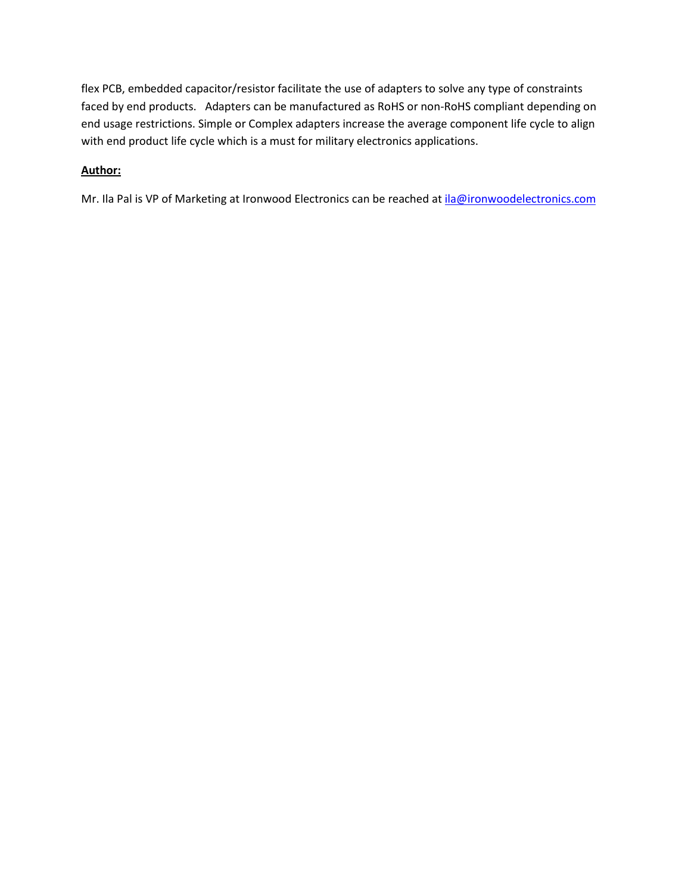flex PCB, embedded capacitor/resistor facilitate the use of adapters to solve any type of constraints faced by end products.   Adapters can be manufactured as RoHS or non-RoHS compliant depending on end usage restrictions. Simple or Complex adapters increase the average component life cycle to align with end product life cycle which is a must for military electronics applications.

**Author:**

Mr. Ila Pal is VP of Marketing at Ironwood Electronics can be reached at [ila@ironwoodelectronics.com](mailto:ila@ironwoodelectronics.com)